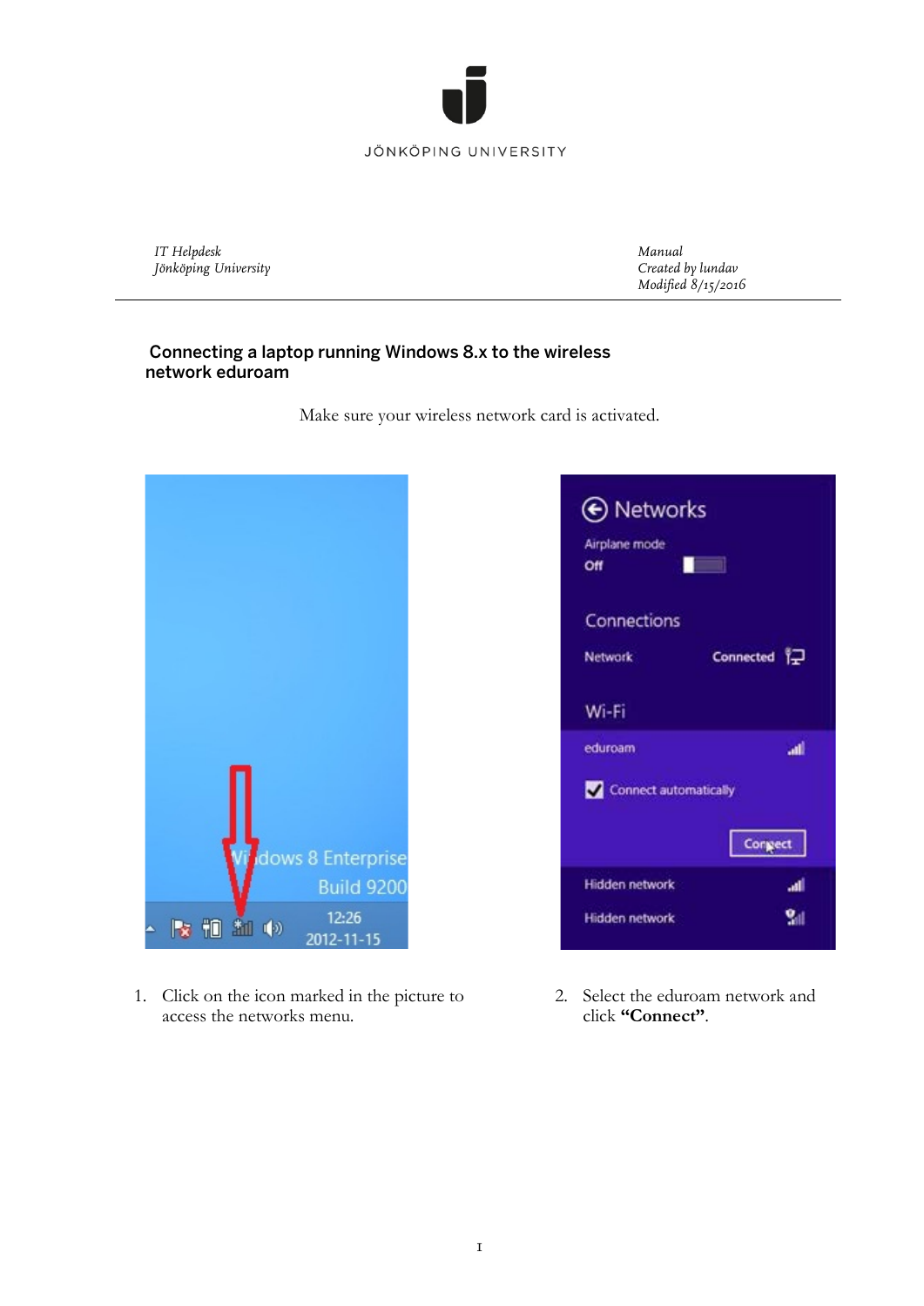JÖNKÖPING UNIVERSITY

*IT Helpdesk*
*Jönköping University*

*Manual*
*Created by lundav*
*Modified 8/15/2016*

## Connecting a laptop running Windows 8.x to the wireless network eduroam

Make sure your wireless network card is activated.

1. Click on the icon marked in the picture to access the networks menu.

2. Select the eduroam network and click **"Connect"**.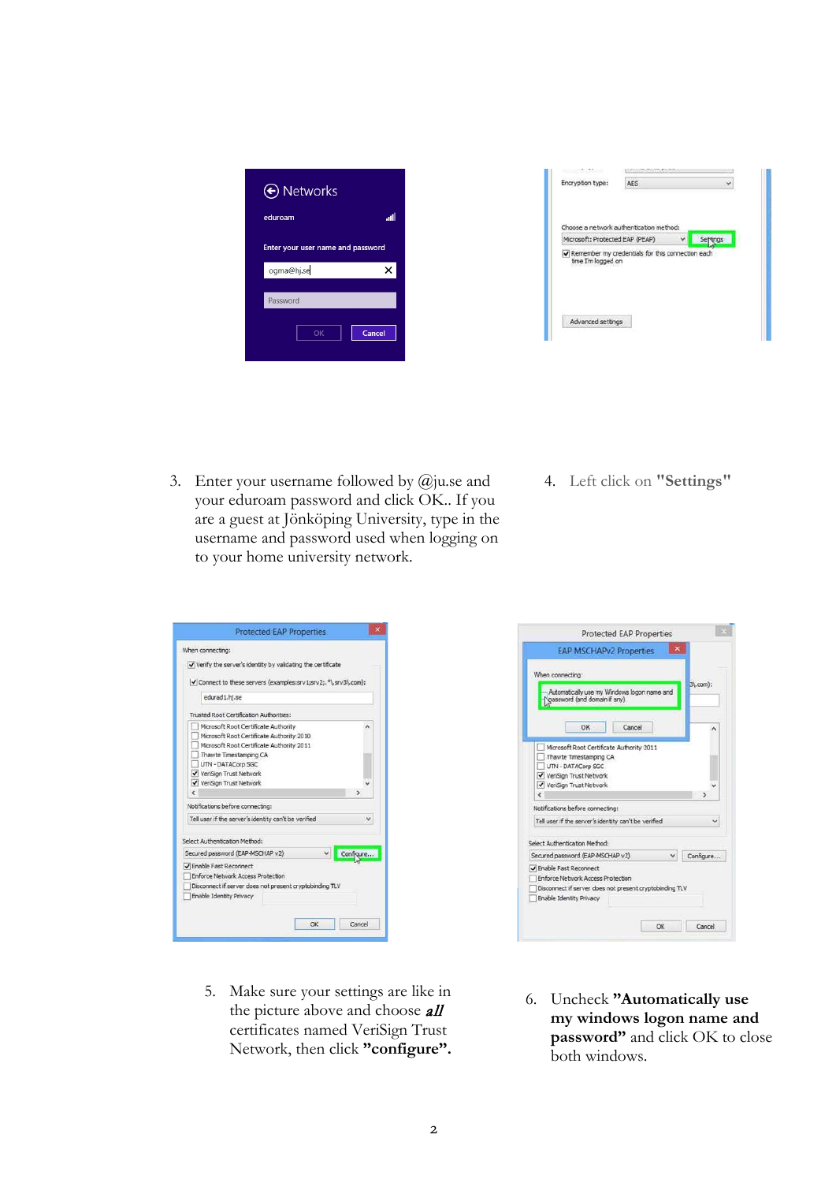3. Enter your username followed by @ju.se and your eduroam password and click OK.. If you are a guest at Jönköping University, type in the username and password used when logging on to your home university network.

4. Left click on **"Settings"**

5. Make sure your settings are like in the picture above and choose ***all*** certificates named VeriSign Trust Network, then click **"configure".**

6. Uncheck **"Automatically use my windows logon name and password"** and click OK to close both windows.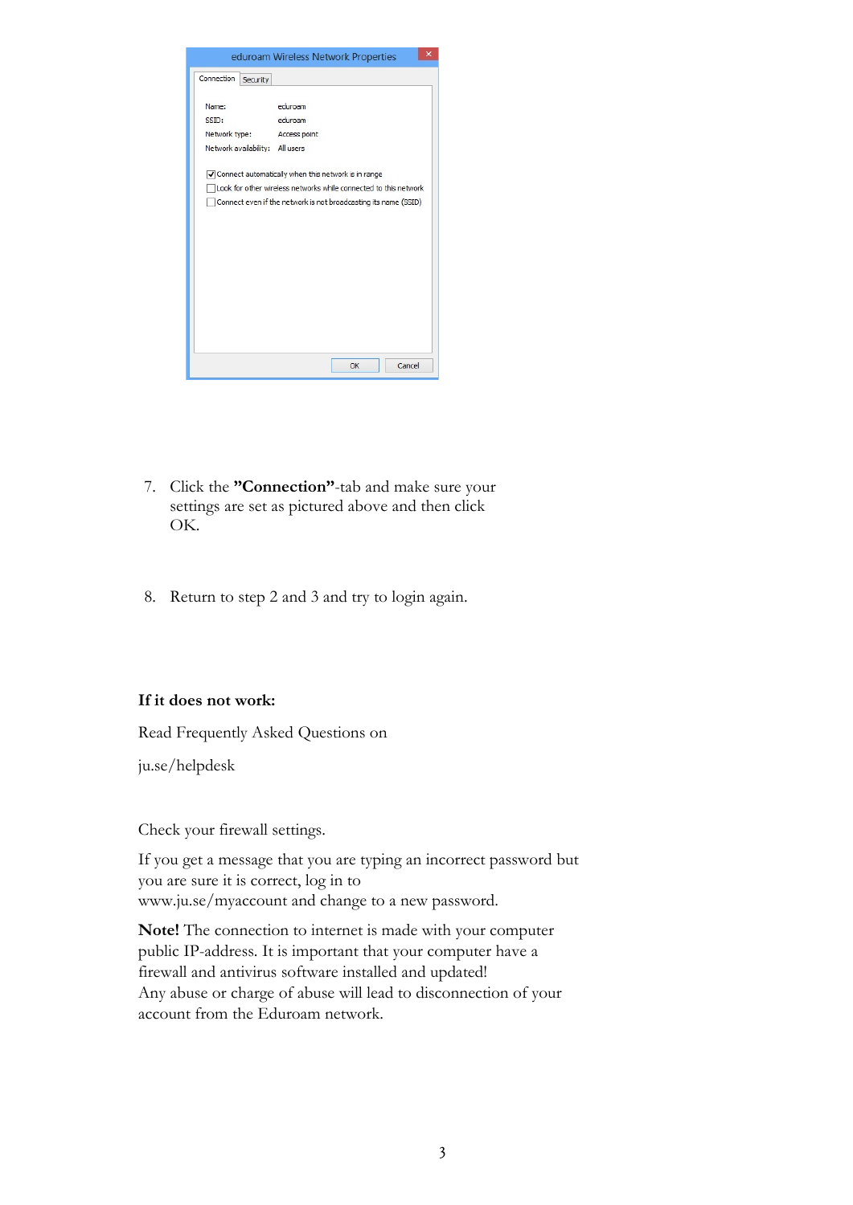7. Click the **"Connection"**-tab and make sure your settings are set as pictured above and then click OK.

8. Return to step 2 and 3 and try to login again.

**If it does not work:**

Read Frequently Asked Questions on

ju.se/helpdesk

Check your firewall settings.

If you get a message that you are typing an incorrect password but you are sure it is correct, log in to www.ju.se/myaccount and change to a new password.

**Note!** The connection to internet is made with your computer public IP-address. It is important that your computer have a firewall and antivirus software installed and updated!
Any abuse or charge of abuse will lead to disconnection of your account from the Eduroam network.